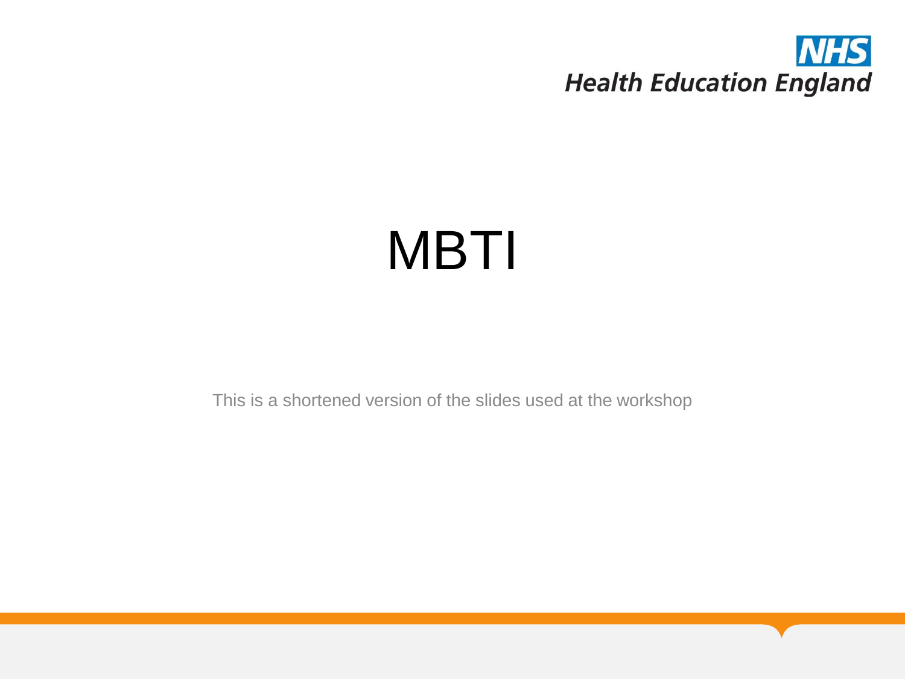# MBTI

This is a shortened version of the slides used at the workshop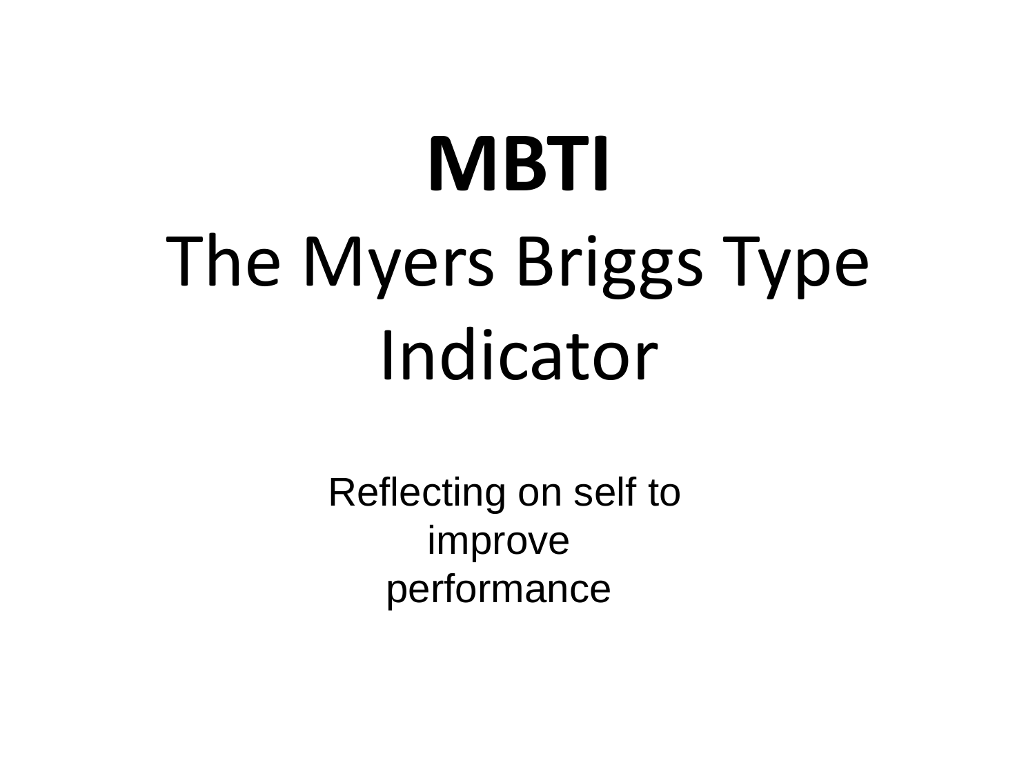# MBTI

# The Myers Briggs Type Indicator

Reflecting on self to improve performance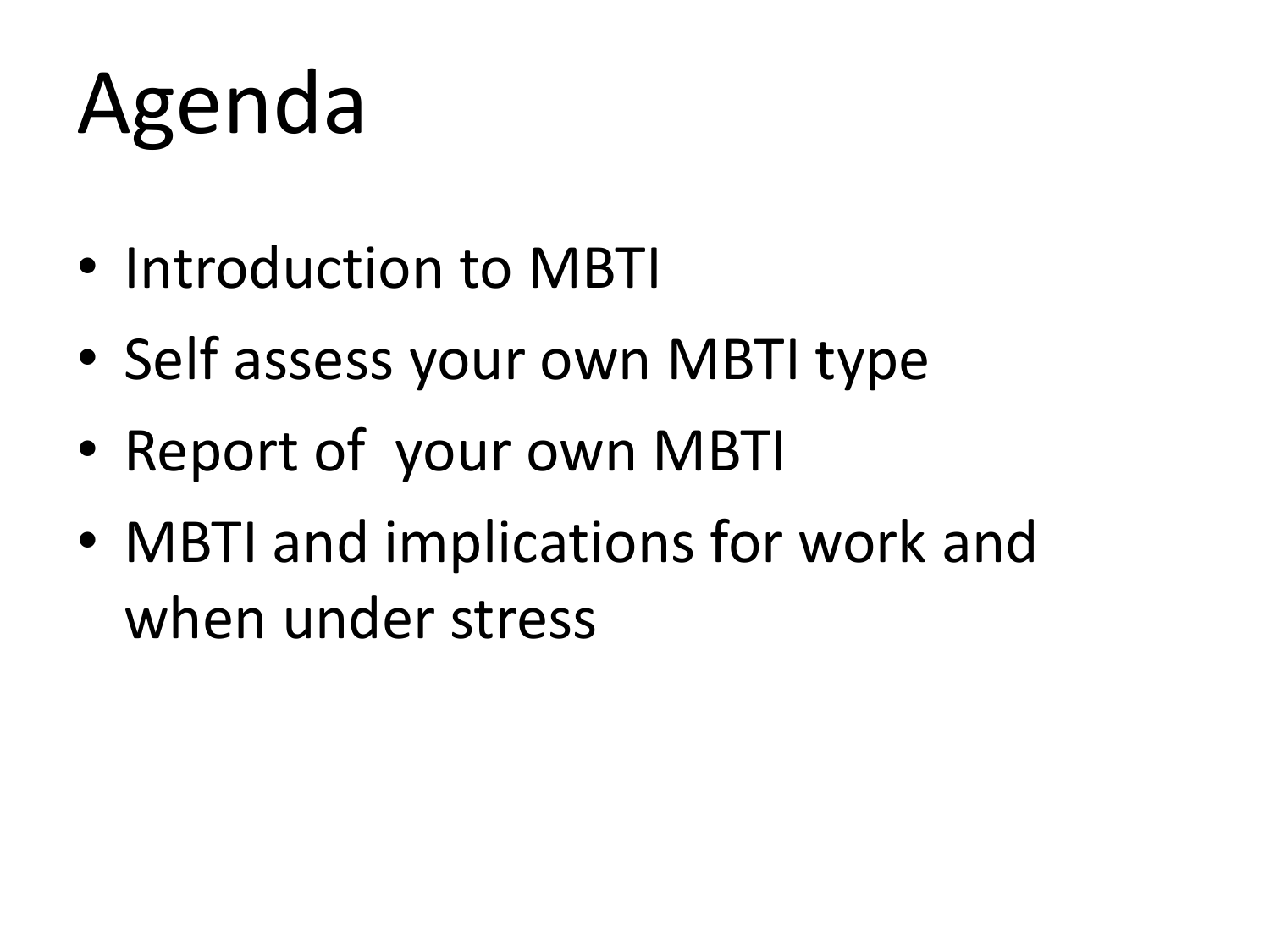# Agenda

- Introduction to MBTI
- Self assess your own MBTI type
- Report of your own MBTI
- MBTI and implications for work and when under stress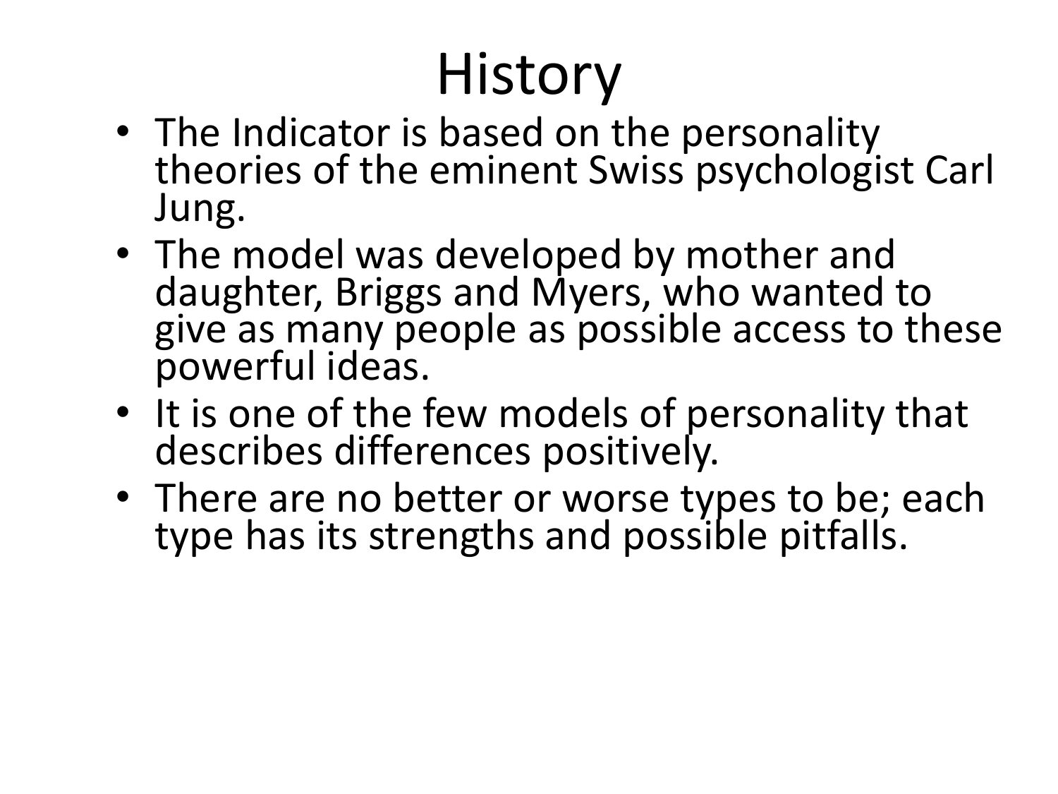# History

- The Indicator is based on the personality theories of the eminent Swiss psychologist Carl Jung.
- The model was developed by mother and daughter, Briggs and Myers, who wanted to give as many people as possible access to these powerful ideas.
- It is one of the few models of personality that describes differences positively.
- There are no better or worse types to be; each type has its strengths and possible pitfalls.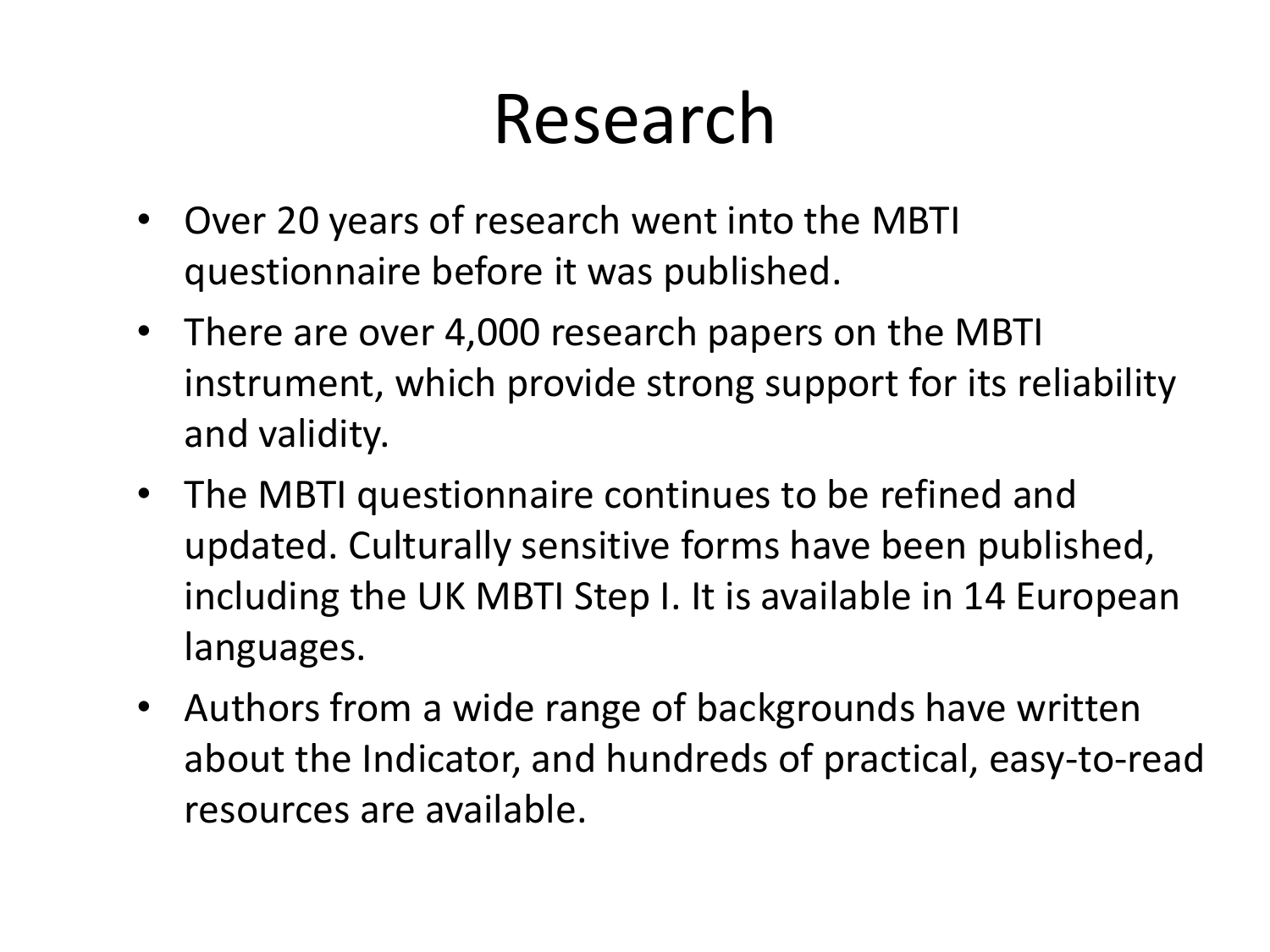# Research

- Over 20 years of research went into the MBTI questionnaire before it was published.
- There are over 4,000 research papers on the MBTI instrument, which provide strong support for its reliability and validity.
- The MBTI questionnaire continues to be refined and updated. Culturally sensitive forms have been published, including the UK MBTI Step I. It is available in 14 European languages.
- Authors from a wide range of backgrounds have written about the Indicator, and hundreds of practical, easy-to-read resources are available.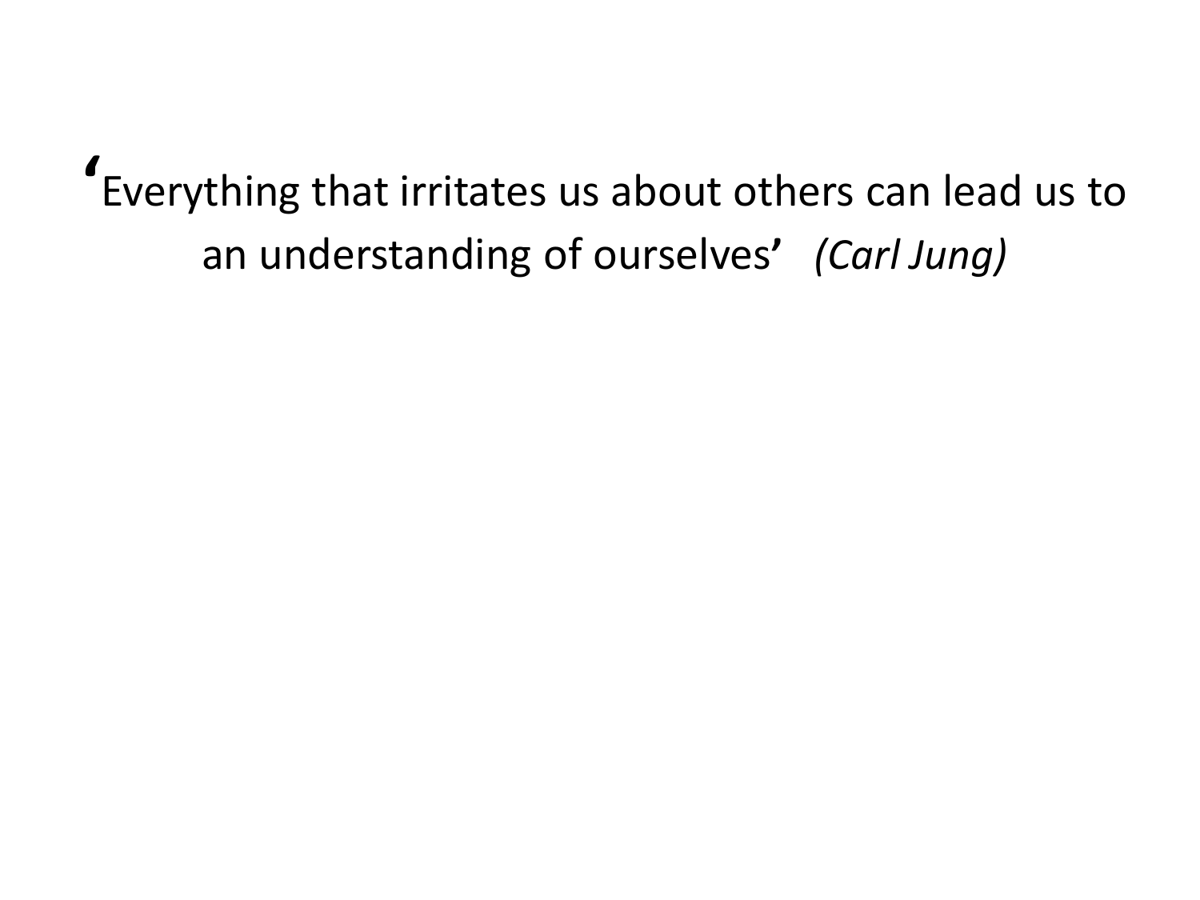'Everything that irritates us about others can lead us to an understanding of ourselves' *(Carl Jung)*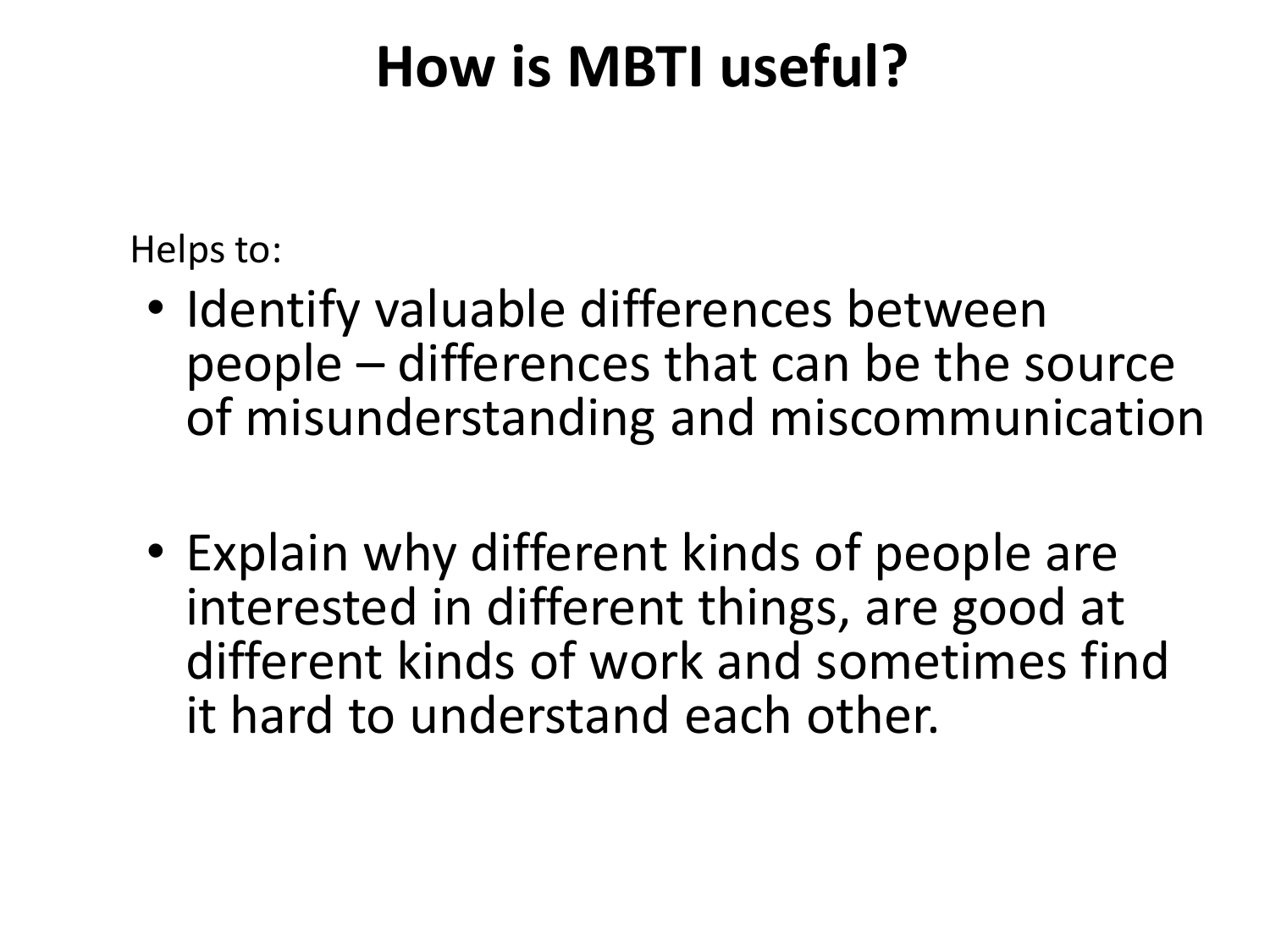# How is MBTI useful?

Helps to:

- Identify valuable differences between people – differences that can be the source of misunderstanding and miscommunication

- Explain why different kinds of people are interested in different things, are good at different kinds of work and sometimes find it hard to understand each other.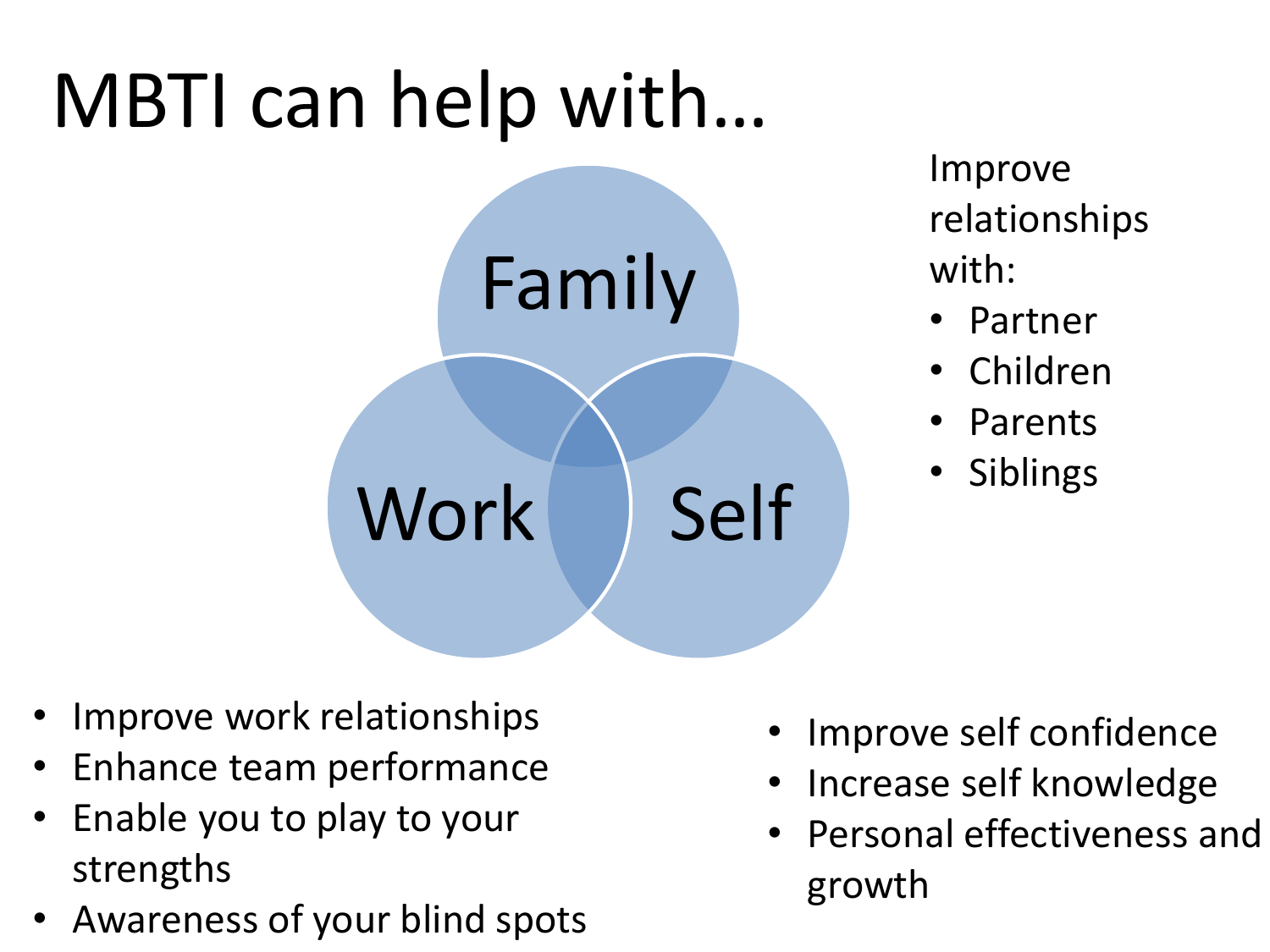# MBTI can help with…

Family

Work

Self

Improve relationships with:

- Partner
- Children
- Parents
- Siblings

- Improve work relationships
- Enhance team performance
- Enable you to play to your strengths
- Awareness of your blind spots

- Improve self confidence
- Increase self knowledge
- Personal effectiveness and growth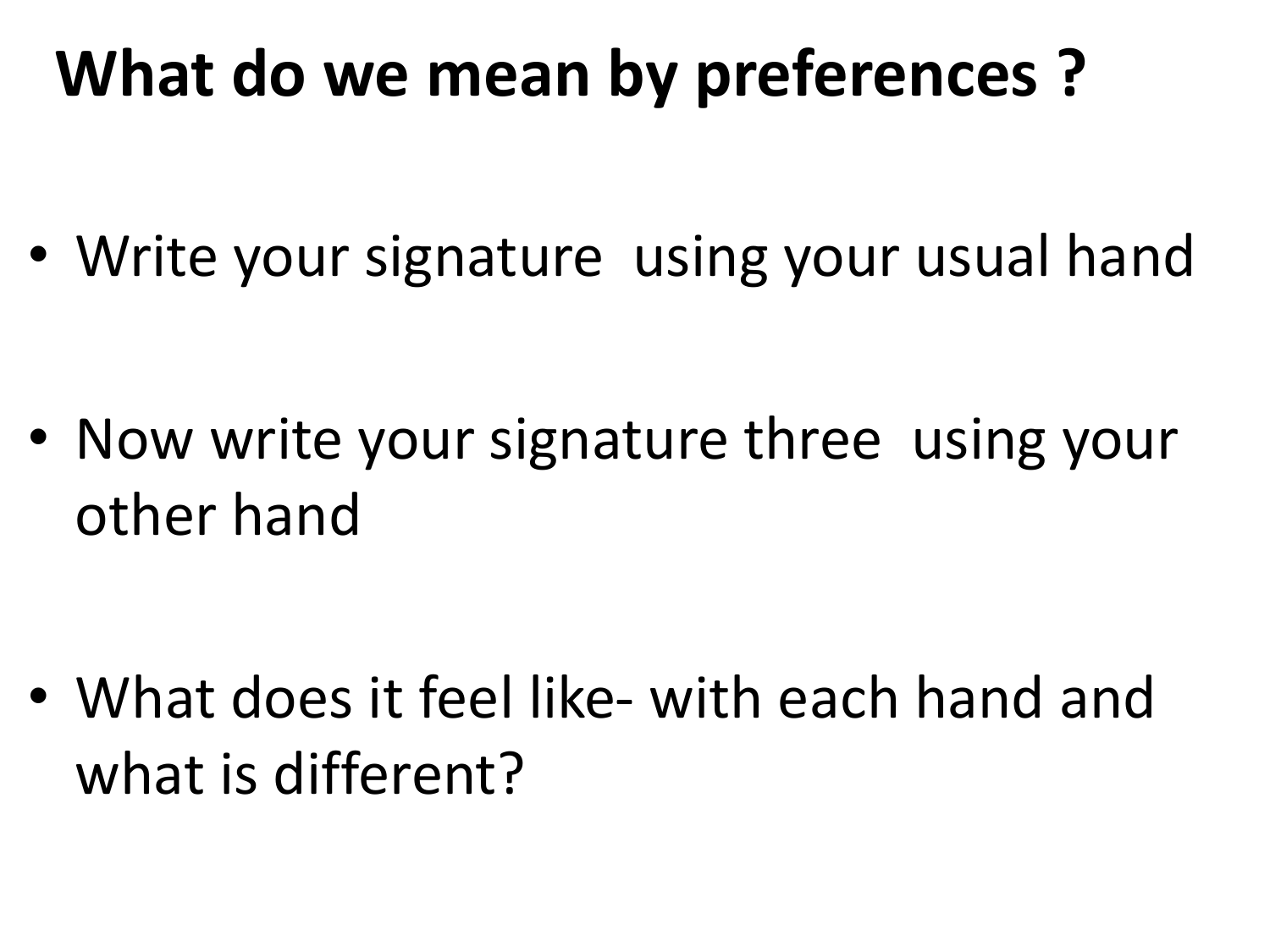# What do we mean by preferences ?

- Write your signature using your usual hand
- Now write your signature three using your other hand
- What does it feel like- with each hand and what is different?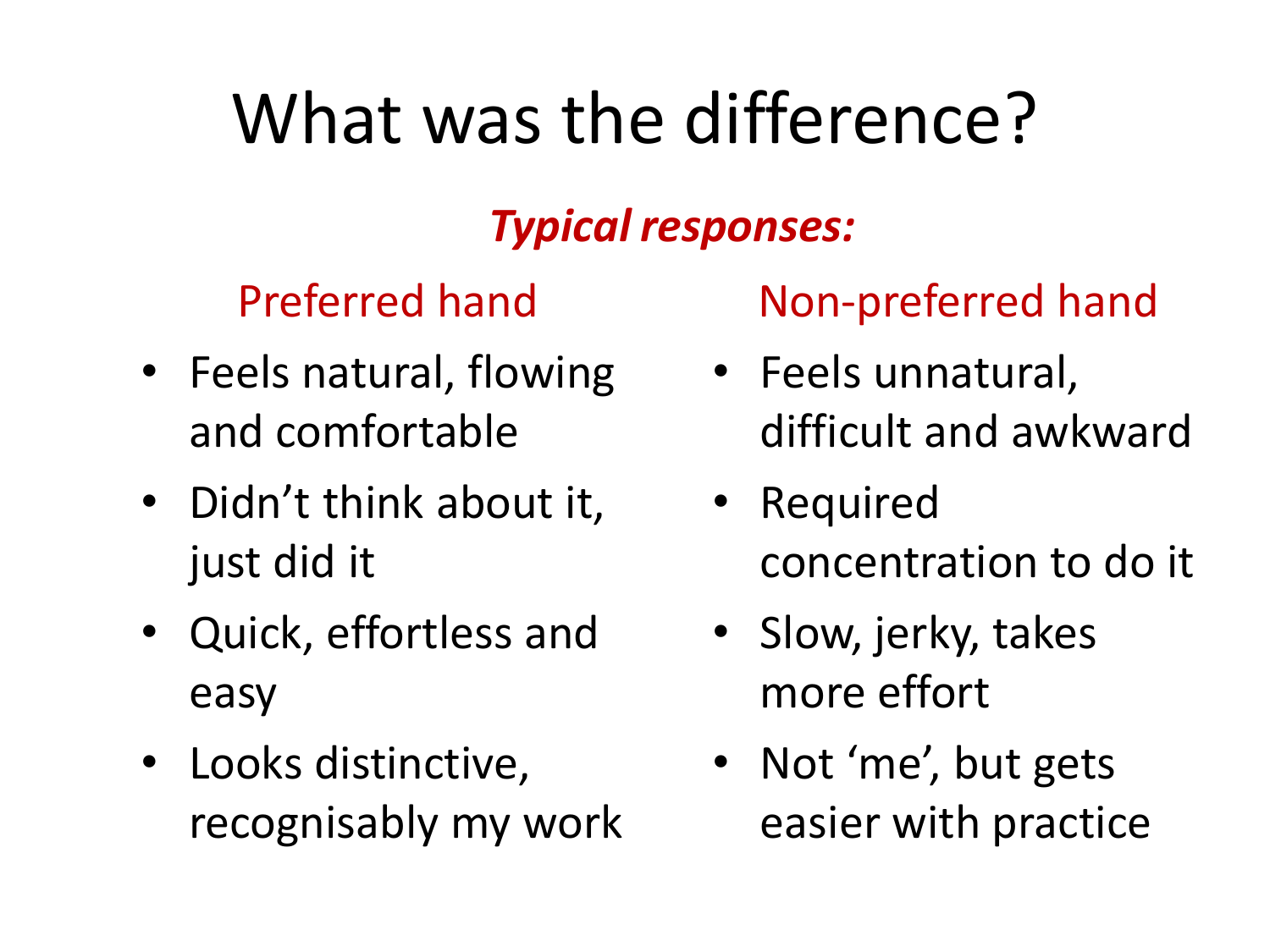# What was the difference?

***Typical responses:***

Preferred hand

- Feels natural, flowing and comfortable
- Didn't think about it, just did it
- Quick, effortless and easy
- Looks distinctive, recognisably my work

Non-preferred hand

- Feels unnatural, difficult and awkward
- Required concentration to do it
- Slow, jerky, takes more effort
- Not 'me', but gets easier with practice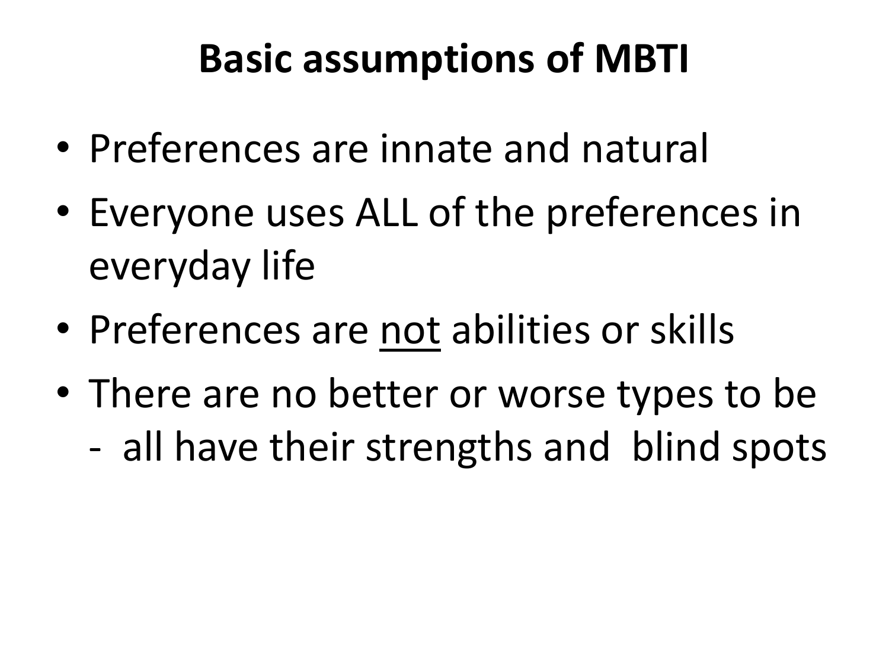# Basic assumptions of MBTI

- Preferences are innate and natural
- Everyone uses ALL of the preferences in everyday life
- Preferences are <u>not</u> abilities or skills
- There are no better or worse types to be
  - all have their strengths and blind spots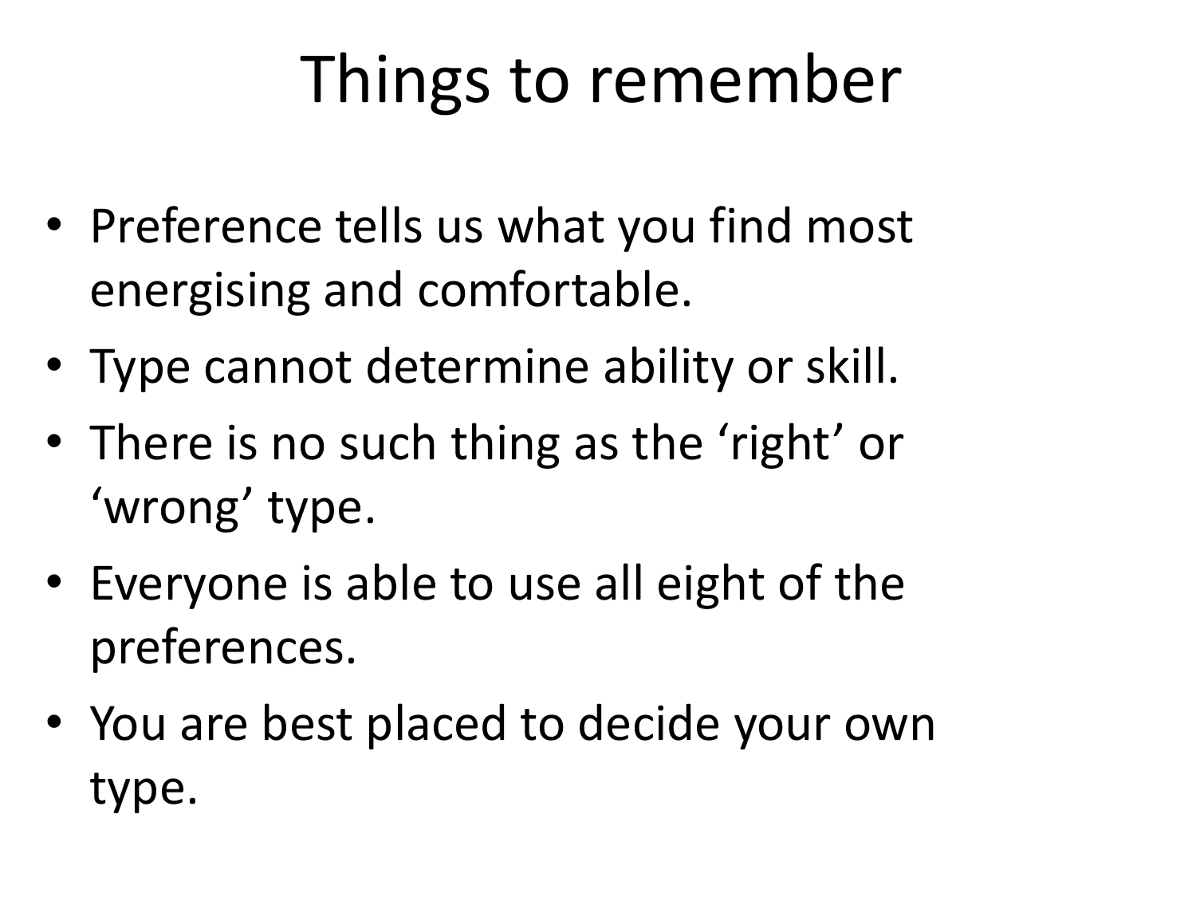# Things to remember

- Preference tells us what you find most energising and comfortable.
- Type cannot determine ability or skill.
- There is no such thing as the ‘right’ or ‘wrong’ type.
- Everyone is able to use all eight of the preferences.
- You are best placed to decide your own type.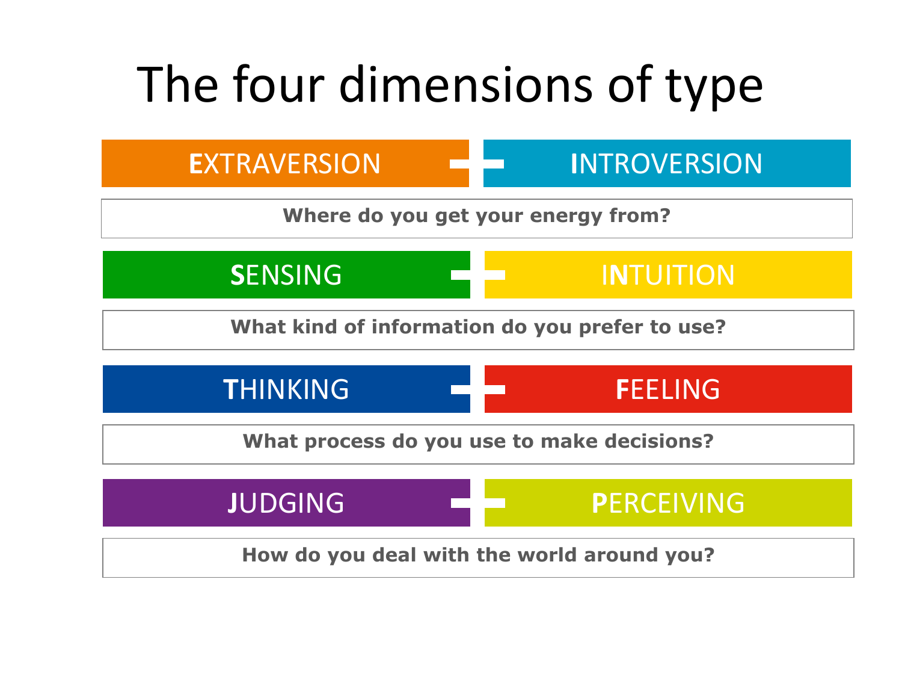# The four dimensions of type

| EXTRAVERSION | INTROVERSION |
|---|---|
| Where do you get your energy from? | |

| SENSING | INTUITION |
|---|---|
| What kind of information do you prefer to use? | |

| THINKING | FEELING |
|---|---|
| What process do you use to make decisions? | |

| JUDGING | PERCEIVING |
|---|---|
| How do you deal with the world around you? | |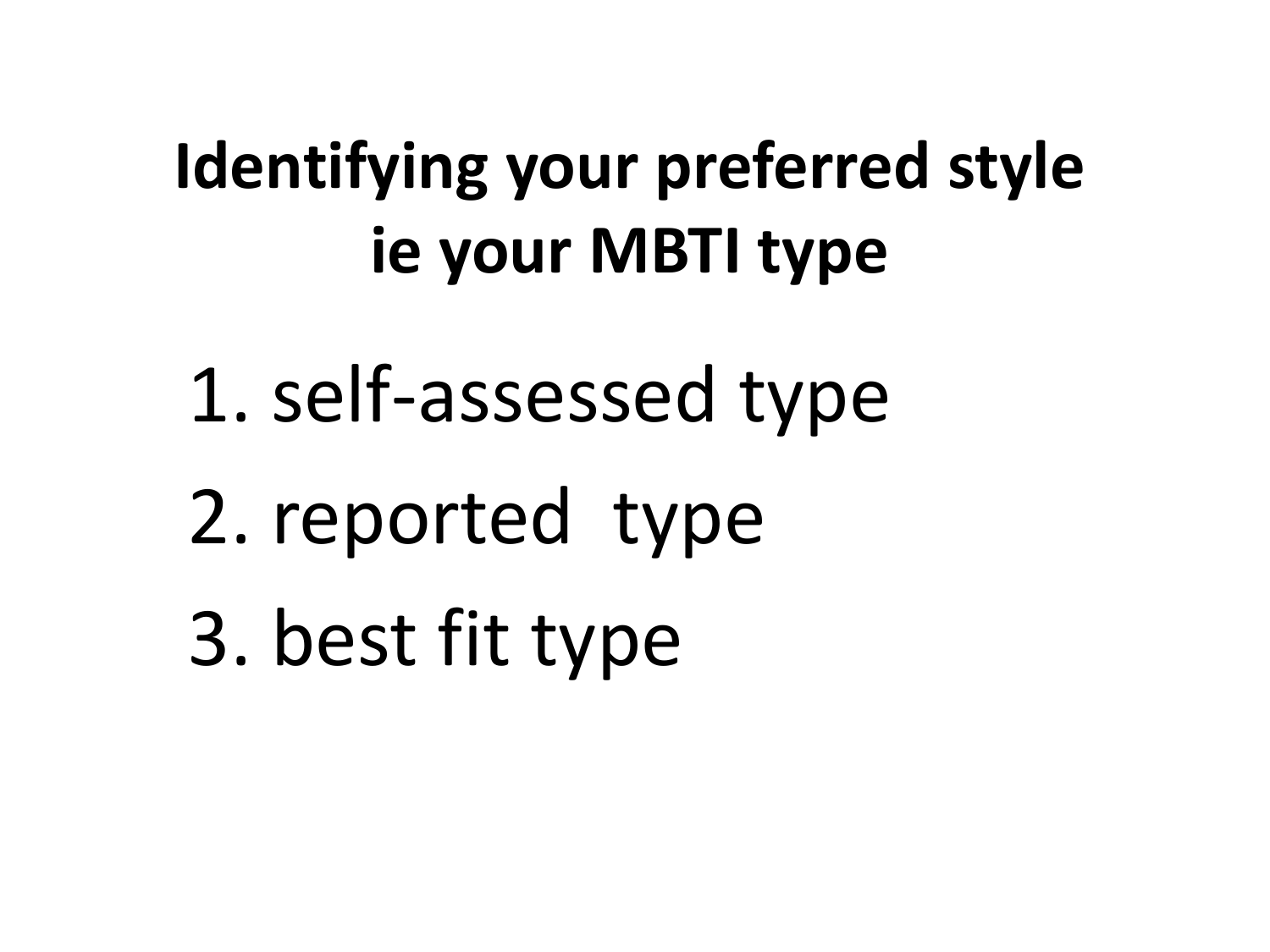# Identifying your preferred style ie your MBTI type

1. self-assessed type
2. reported type
3. best fit type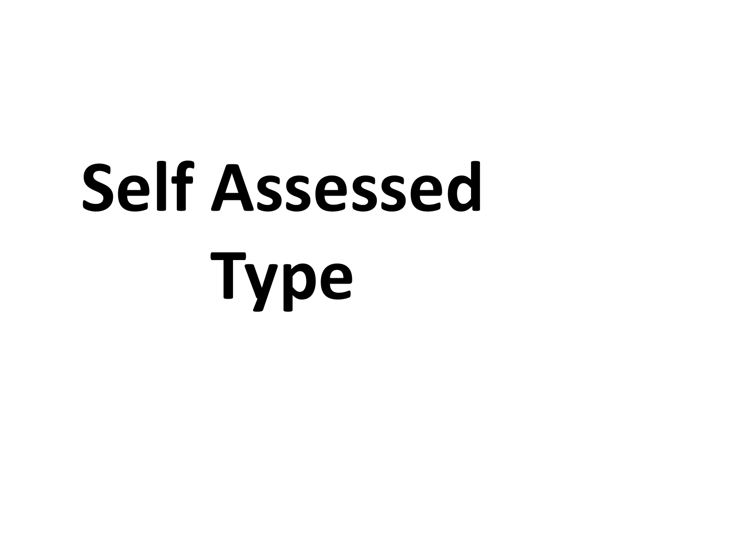# Self Assessed Type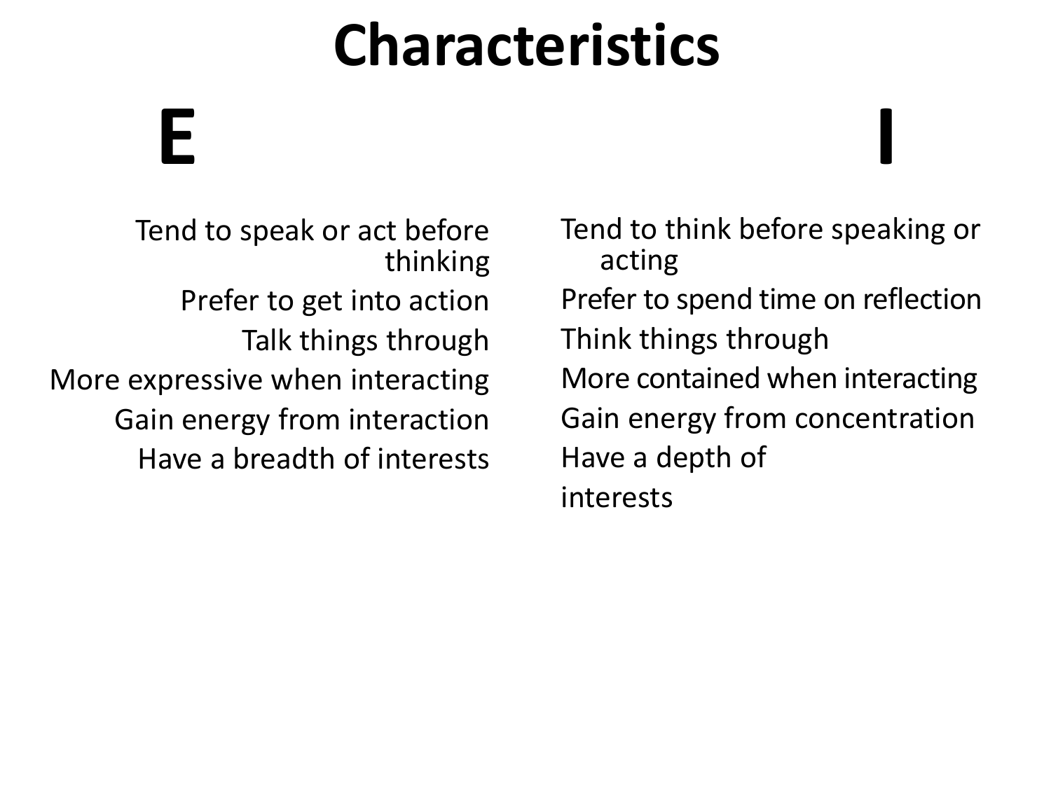# Characteristics

| E | I |
| --- | --- |
| Tend to speak or act before thinking | Tend to think before speaking or acting |
| Prefer to get into action | Prefer to spend time on reflection |
| Talk things through | Think things through |
| More expressive when interacting | More contained when interacting |
| Gain energy from interaction | Gain energy from concentration |
| Have a breadth of interests | Have a depth of interests |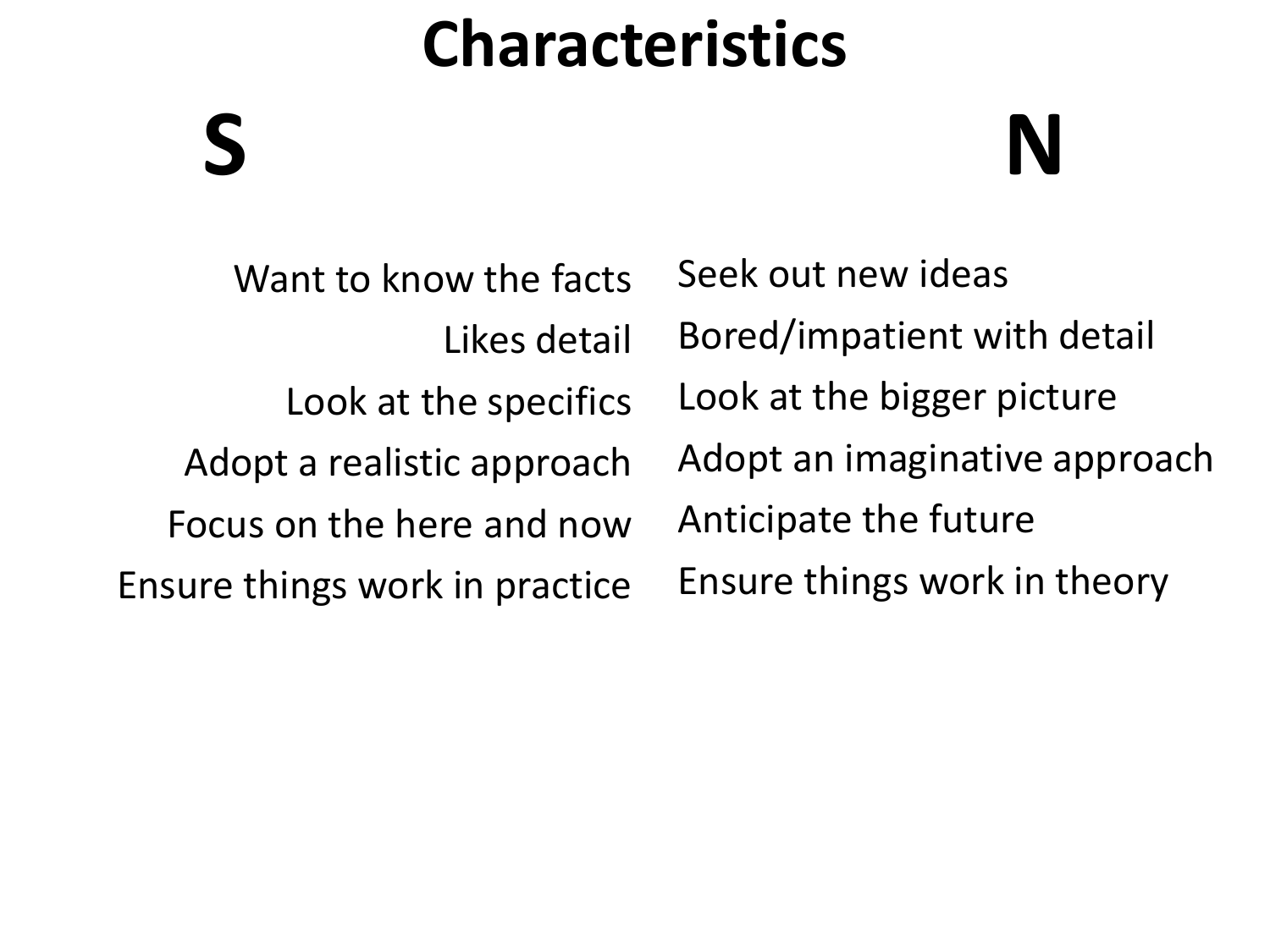# Characteristics

| S | N |
| --- | --- |
| Want to know the facts | Seek out new ideas |
| Likes detail | Bored/impatient with detail |
| Look at the specifics | Look at the bigger picture |
| Adopt a realistic approach | Adopt an imaginative approach |
| Focus on the here and now | Anticipate the future |
| Ensure things work in practice | Ensure things work in theory |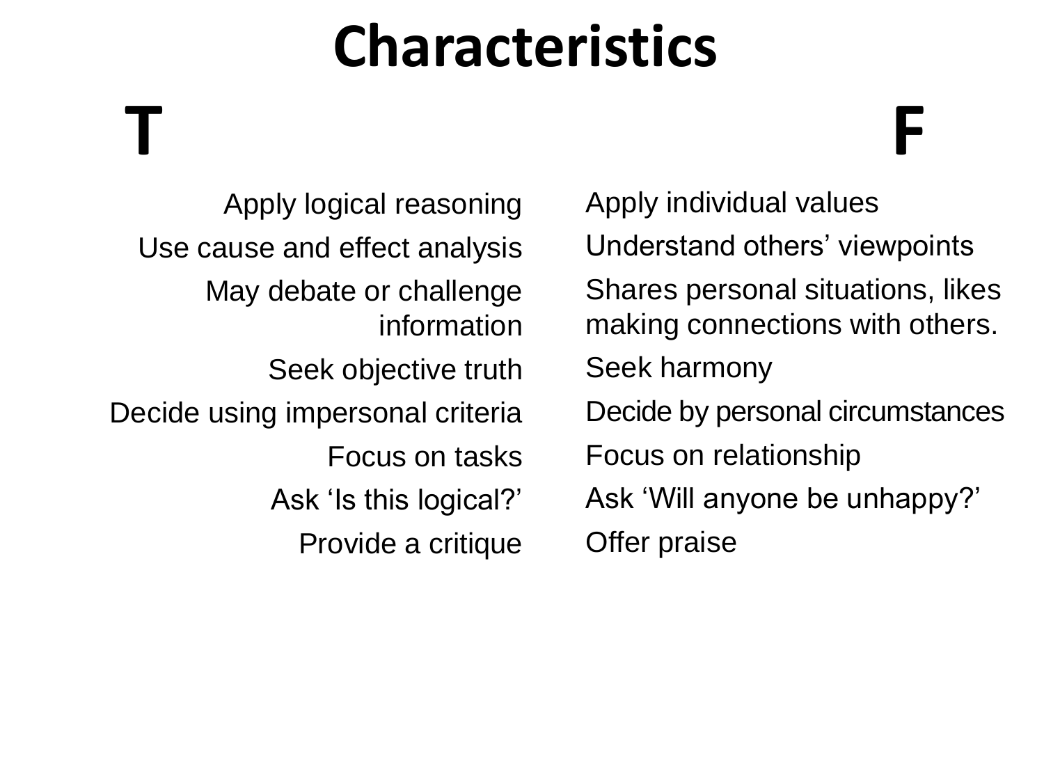# Characteristics

| T | F |
|---|---|
| Apply logical reasoning | Apply individual values |
| Use cause and effect analysis | Understand others' viewpoints |
| May debate or challenge information | Shares personal situations, likes making connections with others. |
| Seek objective truth | Seek harmony |
| Decide using impersonal criteria | Decide by personal circumstances |
| Focus on tasks | Focus on relationship |
| Ask 'Is this logical?' | Ask 'Will anyone be unhappy?' |
| Provide a critique | Offer praise |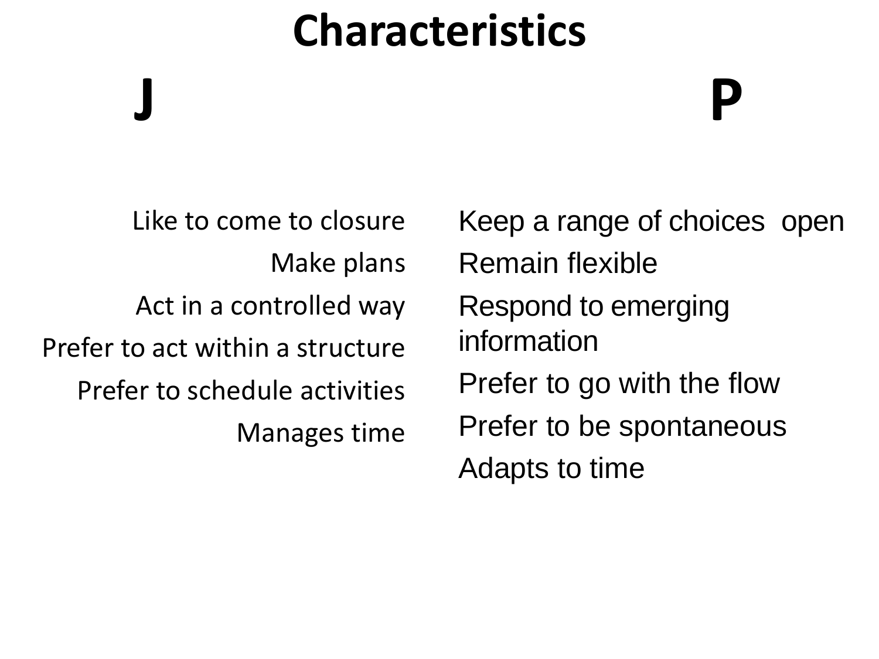# Characteristics

| J | P |
| --- | --- |
| Like to come to closure | Keep a range of choices open |
| Make plans | Remain flexible |
| Act in a controlled way | Respond to emerging information |
| Prefer to act within a structure | Prefer to go with the flow |
| Prefer to schedule activities | Prefer to be spontaneous |
| Manages time | Adapts to time |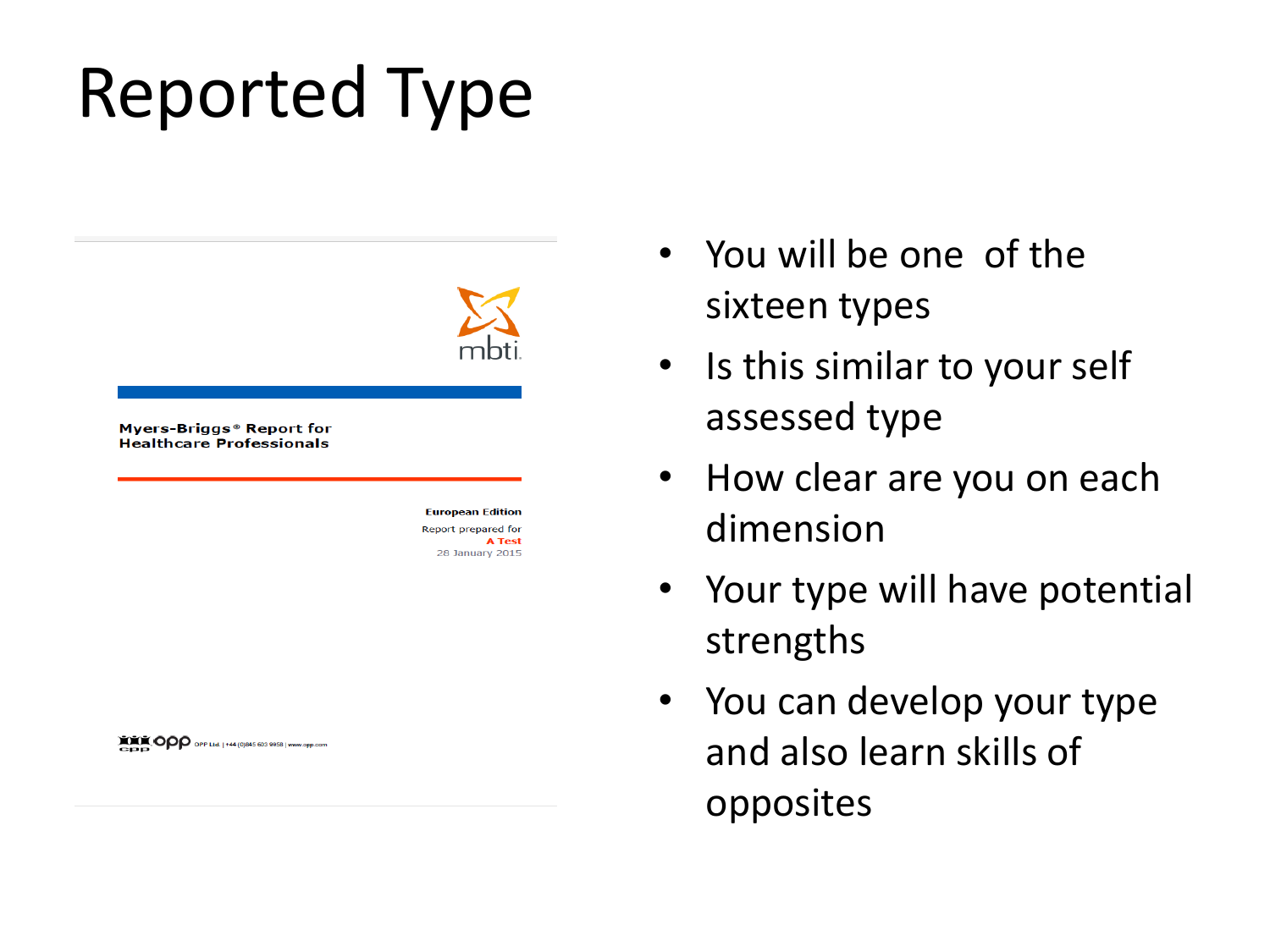# Reported Type

Myers-Briggs® Report for Healthcare Professionals

European Edition

Report prepared for

A Test

28 January 2015

- You will be one of the sixteen types
- Is this similar to your self assessed type
- How clear are you on each dimension
- Your type will have potential strengths
- You can develop your type and also learn skills of opposites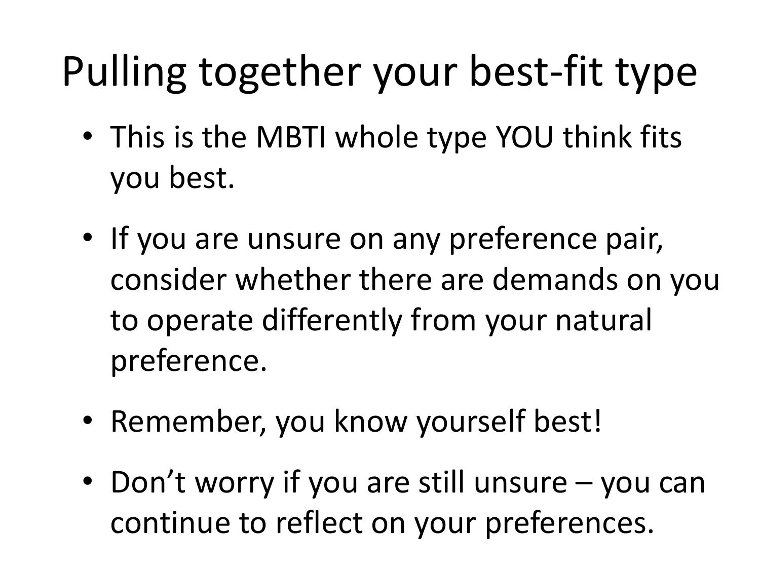# Pulling together your best-fit type

- This is the MBTI whole type YOU think fits you best.
- If you are unsure on any preference pair, consider whether there are demands on you to operate differently from your natural preference.
- Remember, you know yourself best!
- Don't worry if you are still unsure – you can continue to reflect on your preferences.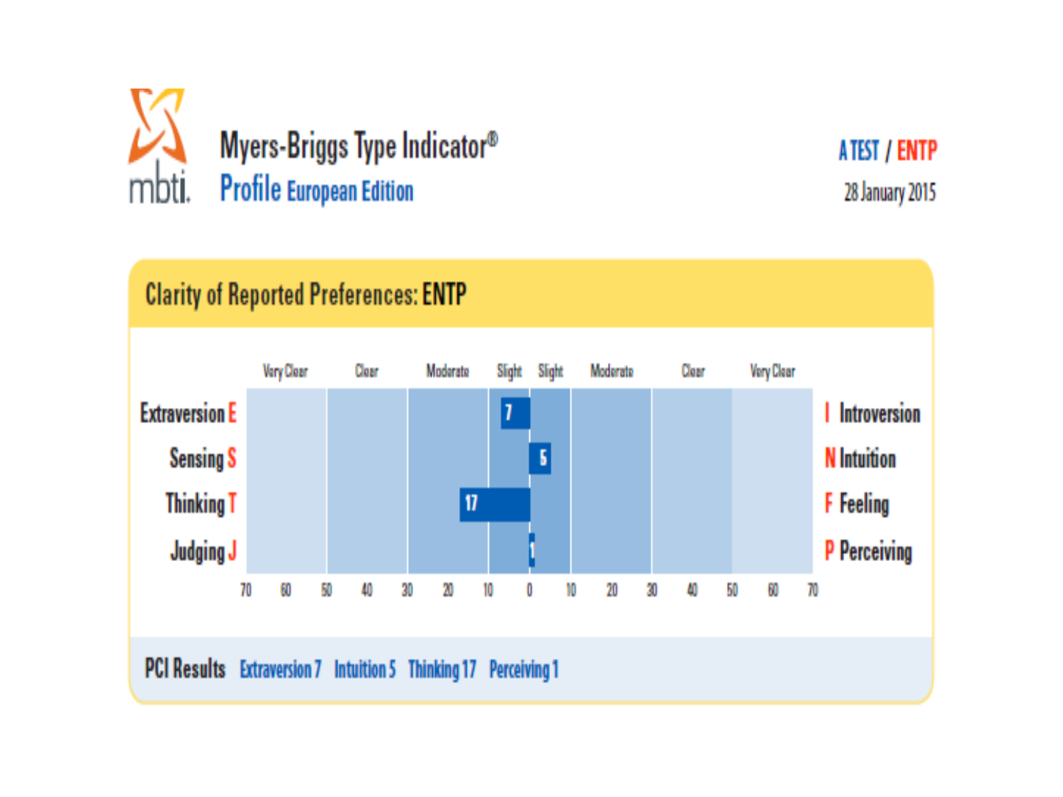# Myers-Briggs Type Indicator®

## Profile European Edition

**A TEST / ENTP**

28 January 2015

## Clarity of Reported Preferences: ENTP

| | Very Clear | Clear | Moderate | Slight | Slight | Moderate | Clear | Very Clear | |
|---|---|---|---|---|---|---|---|---|---|
| Extraversion E | | | | 7 | | | | | I Introversion |
| Sensing S | | | | | 5 | | | | N Intuition |
| Thinking T | | | | 17 | | | | | F Feeling |
| Judging J | | | | | 1 | | | | P Perceiving |

Scale: 70 60 50 40 30 20 10 0 10 20 30 40 50 60 70

**PCI Results** Extraversion 7 Intuition 5 Thinking 17 Perceiving 1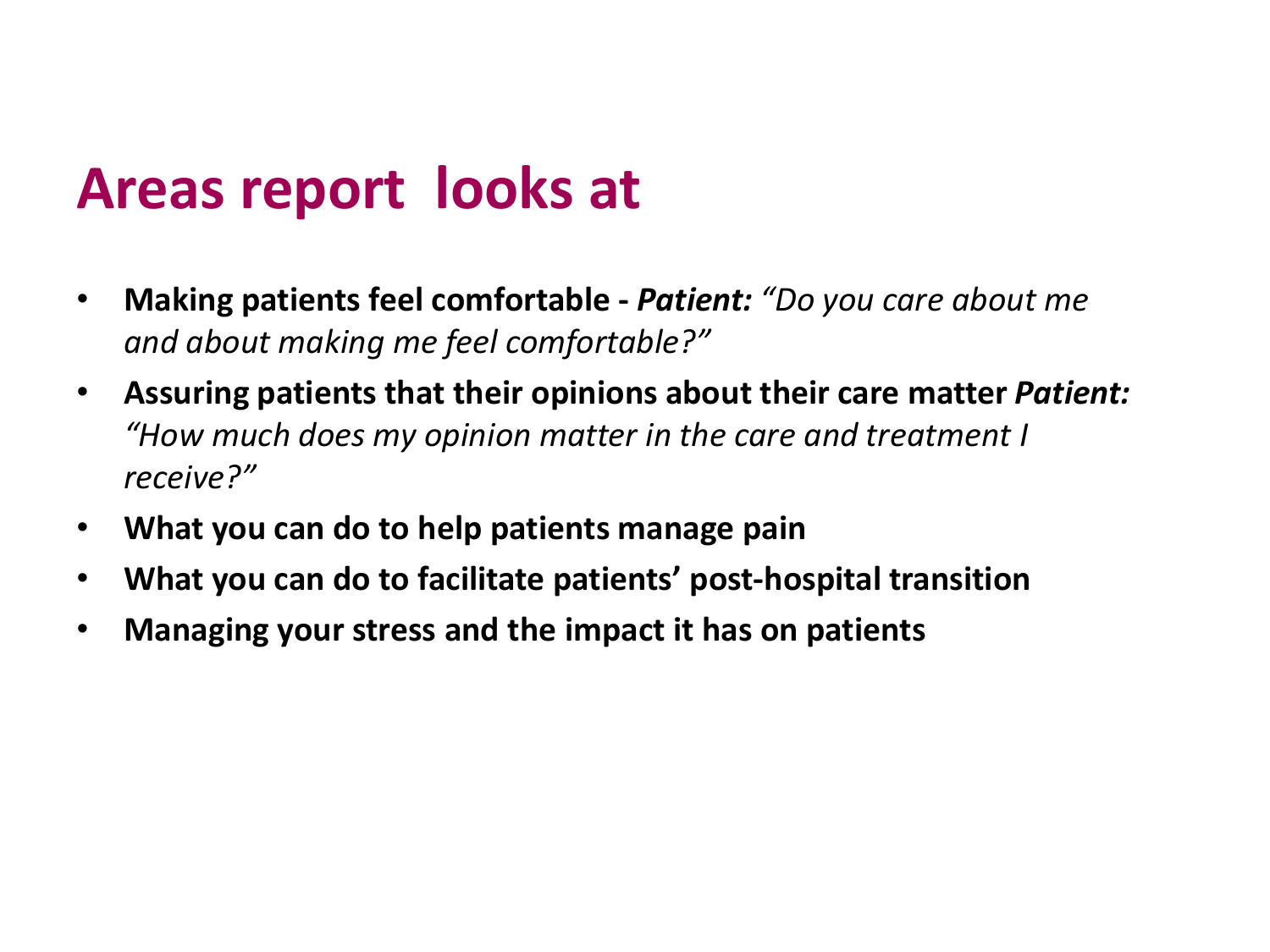# Areas report  looks at

- **Making patients feel comfortable -** ***Patient:*** *"Do you care about me and about making me feel comfortable?"*
- **Assuring patients that their opinions about their care matter** ***Patient:*** *"How much does my opinion matter in the care and treatment I receive?"*
- **What you can do to help patients manage pain**
- **What you can do to facilitate patients' post-hospital transition**
- **Managing your stress and the impact it has on patients**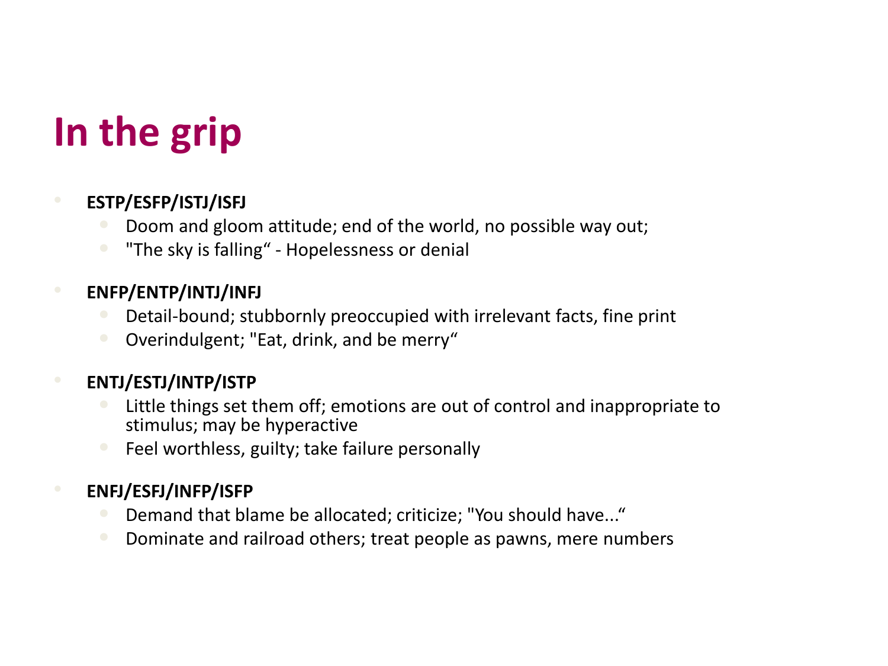# In the grip

- **ESTP/ESFP/ISTJ/ISFJ**
  - Doom and gloom attitude; end of the world, no possible way out;
  - "The sky is falling“ - Hopelessness or denial
- **ENFP/ENTP/INTJ/INFJ**
  - Detail-bound; stubbornly preoccupied with irrelevant facts, fine print
  - Overindulgent; "Eat, drink, and be merry“
- **ENTJ/ESTJ/INTP/ISTP**
  - Little things set them off; emotions are out of control and inappropriate to stimulus; may be hyperactive
  - Feel worthless, guilty; take failure personally
- **ENFJ/ESFJ/INFP/ISFP**
  - Demand that blame be allocated; criticize; "You should have...“
  - Dominate and railroad others; treat people as pawns, mere numbers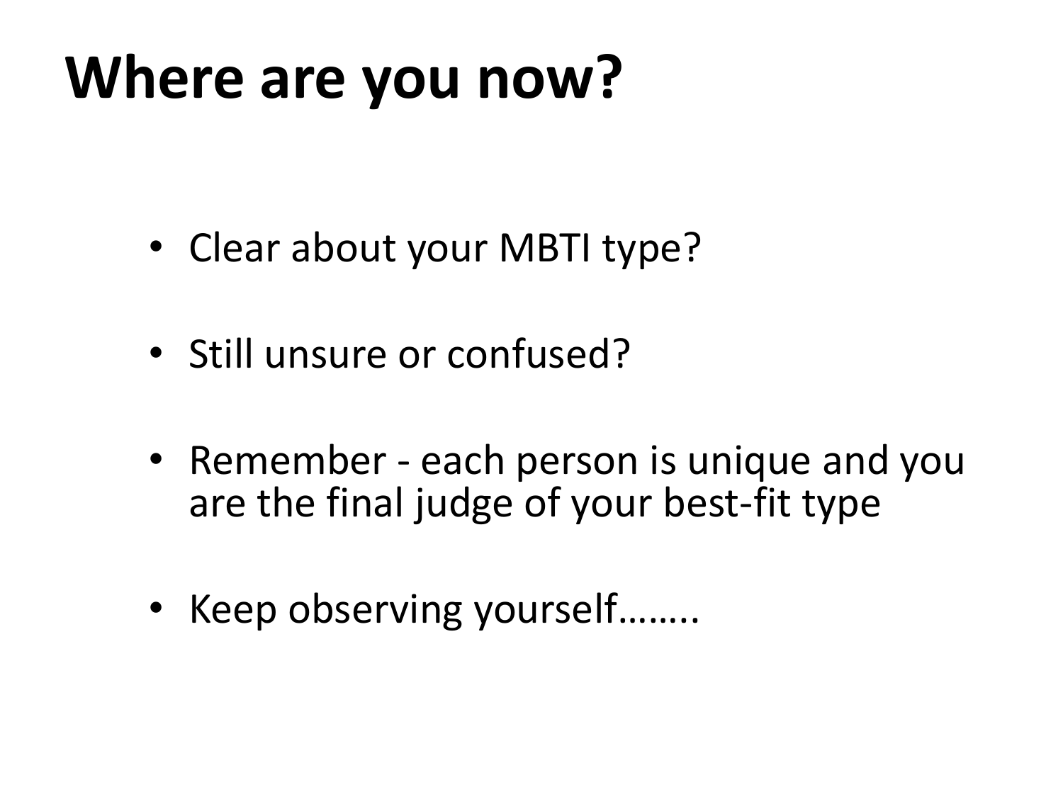# Where are you now?

- Clear about your MBTI type?
- Still unsure or confused?
- Remember - each person is unique and you are the final judge of your best-fit type
- Keep observing yourself……..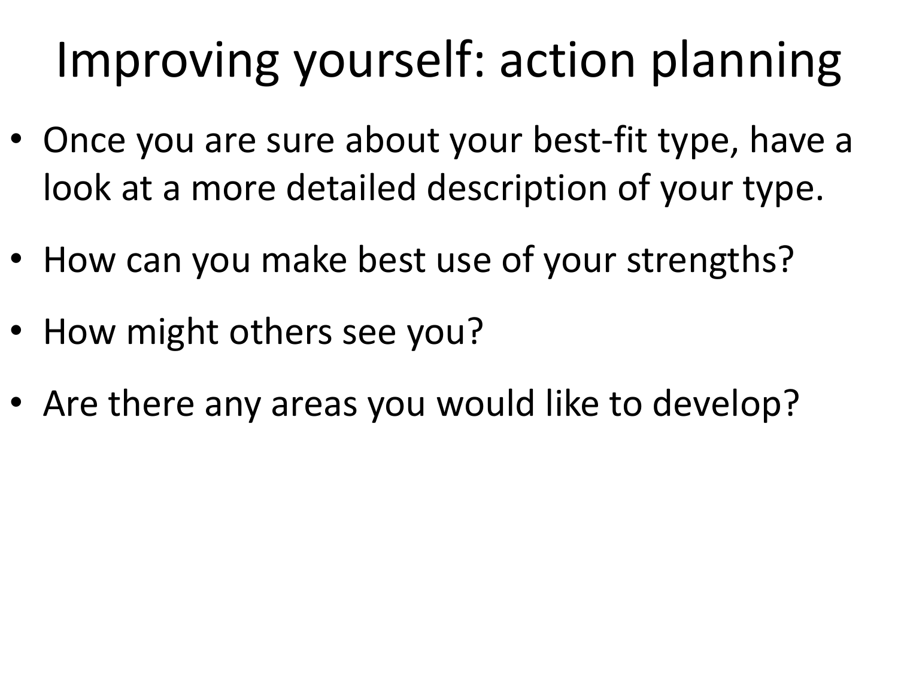# Improving yourself: action planning

- Once you are sure about your best-fit type, have a look at a more detailed description of your type.
- How can you make best use of your strengths?
- How might others see you?
- Are there any areas you would like to develop?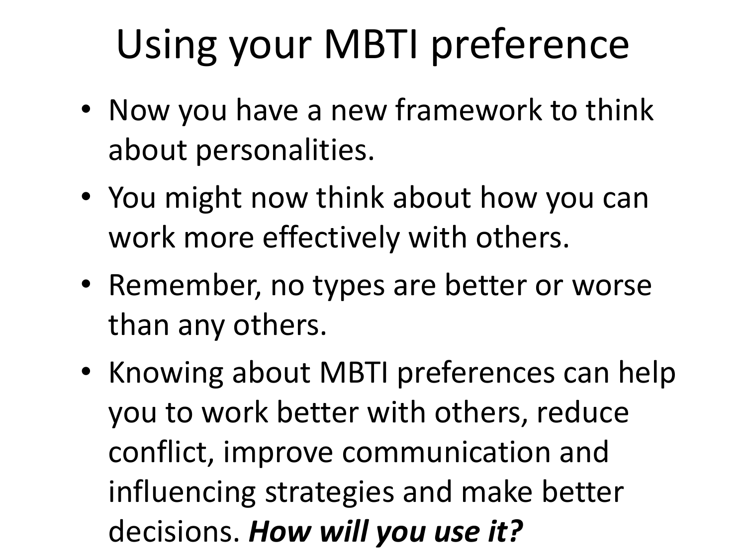# Using your MBTI preference

- Now you have a new framework to think about personalities.
- You might now think about how you can work more effectively with others.
- Remember, no types are better or worse than any others.
- Knowing about MBTI preferences can help you to work better with others, reduce conflict, improve communication and influencing strategies and make better decisions. ***How will you use it?***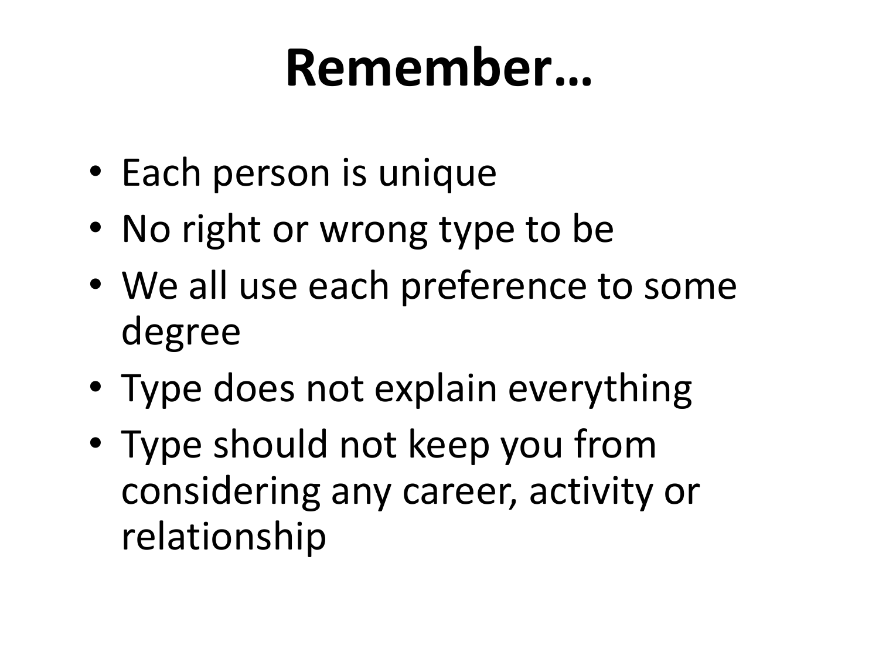# Remember…

- Each person is unique
- No right or wrong type to be
- We all use each preference to some degree
- Type does not explain everything
- Type should not keep you from considering any career, activity or relationship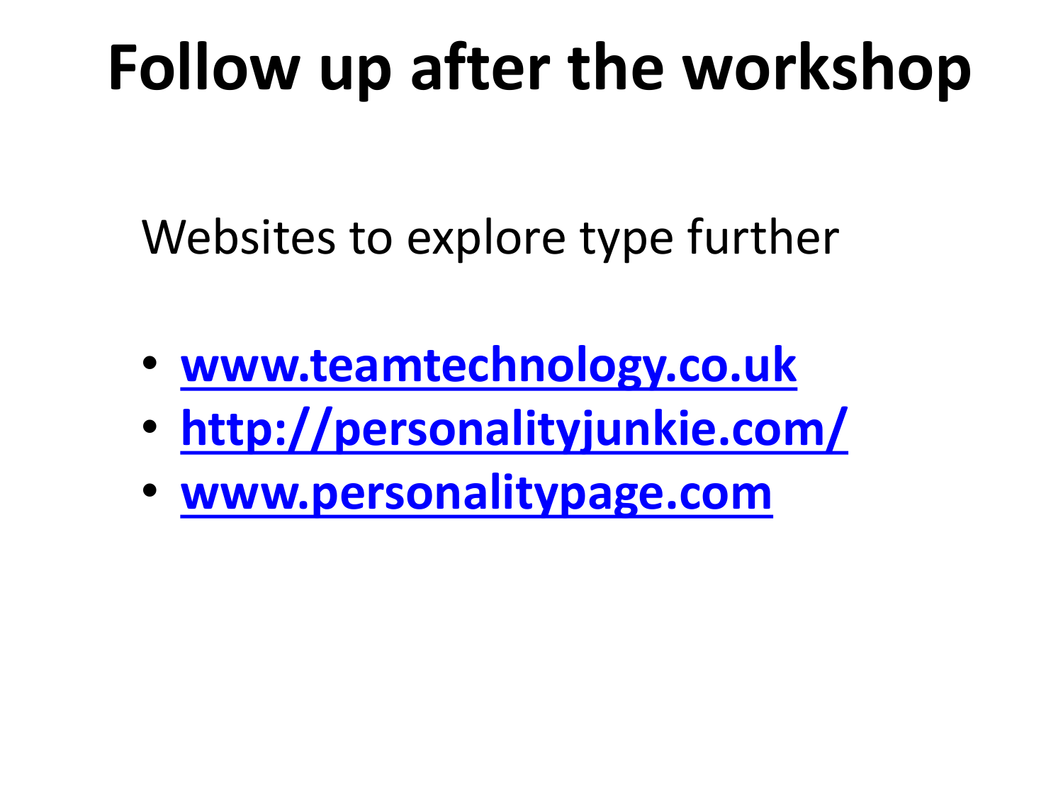# Follow up after the workshop

Websites to explore type further

- **www.teamtechnology.co.uk**
- **http://personalityjunkie.com/**
- **www.personalitypage.com**